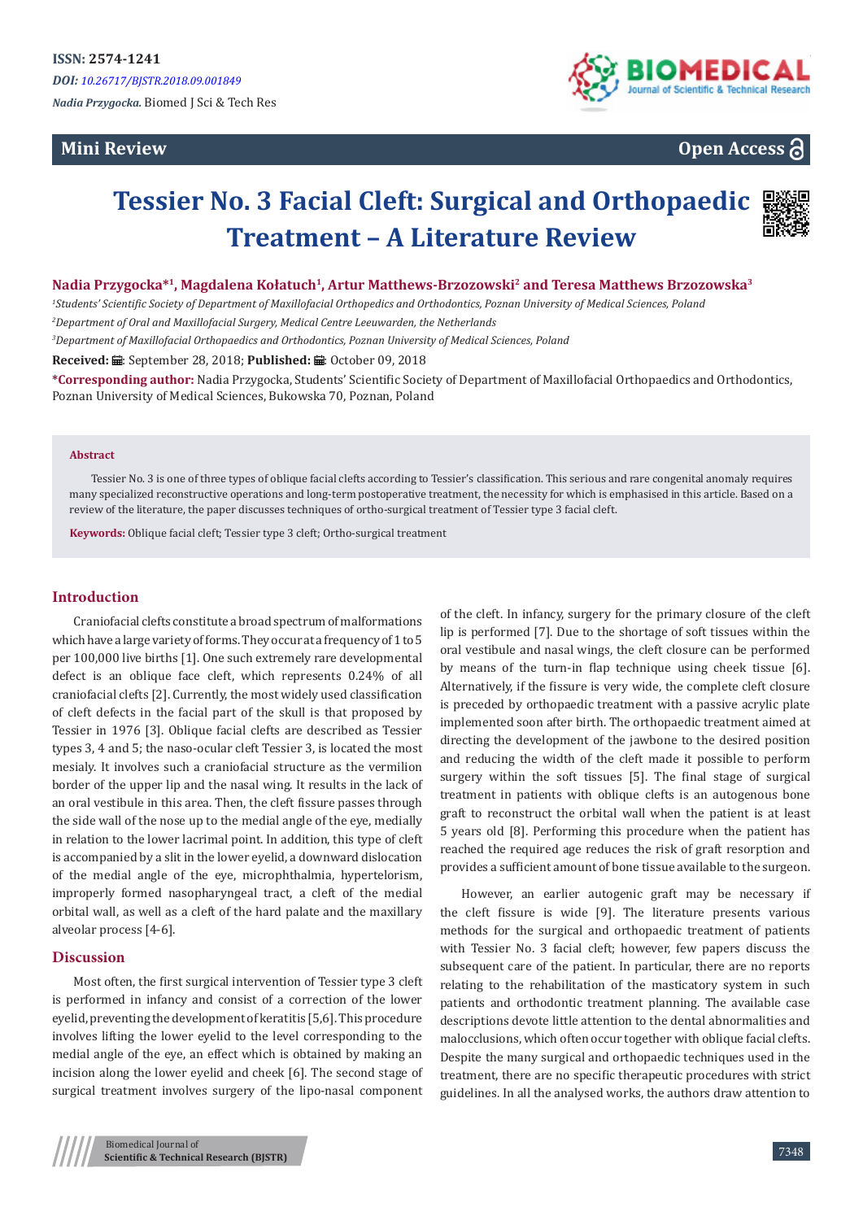ISSN: 2574-1241

*DOI: 10.26717/BJSTR.2018.09.001849*

*Nadia Przygocka.* Biomed J Sci & Tech Res

**Mini Review**

**Open Access**

# Tessier No. 3 Facial Cleft: Surgical and Orthopaedic Treatment – A Literature Review

**Nadia Przygocka*[1], Magdalena Kołatuch[1], Artur Matthews-Brzozowski[2] and Teresa Matthews Brzozowska[3]**

*[1]Students' Scientific Society of Department of Maxillofacial Orthopedics and Orthodontics, Poznan University of Medical Sciences, Poland*

*[2]Department of Oral and Maxillofacial Surgery, Medical Centre Leeuwarden, the Netherlands*

*[3]Department of Maxillofacial Orthopaedics and Orthodontics, Poznan University of Medical Sciences, Poland*

**Received:** September 28, 2018; **Published:** October 09, 2018

**\*Corresponding author:** Nadia Przygocka, Students' Scientific Society of Department of Maxillofacial Orthopaedics and Orthodontics, Poznan University of Medical Sciences, Bukowska 70, Poznan, Poland

**Abstract**

Tessier No. 3 is one of three types of oblique facial clefts according to Tessier's classification. This serious and rare congenital anomaly requires many specialized reconstructive operations and long-term postoperative treatment, the necessity for which is emphasised in this article. Based on a review of the literature, the paper discusses techniques of ortho-surgical treatment of Tessier type 3 facial cleft.

**Keywords:** Oblique facial cleft; Tessier type 3 cleft; Ortho-surgical treatment

## Introduction

Craniofacial clefts constitute a broad spectrum of malformations which have a large variety of forms. They occur at a frequency of 1 to 5 per 100,000 live births [1]. One such extremely rare developmental defect is an oblique face cleft, which represents 0.24% of all craniofacial clefts [2]. Currently, the most widely used classification of cleft defects in the facial part of the skull is that proposed by Tessier in 1976 [3]. Oblique facial clefts are described as Tessier types 3, 4 and 5; the naso-ocular cleft Tessier 3, is located the most mesialy. It involves such a craniofacial structure as the vermilion border of the upper lip and the nasal wing. It results in the lack of an oral vestibule in this area. Then, the cleft fissure passes through the side wall of the nose up to the medial angle of the eye, medially in relation to the lower lacrimal point. In addition, this type of cleft is accompanied by a slit in the lower eyelid, a downward dislocation of the medial angle of the eye, microphthalmia, hypertelorism, improperly formed nasopharyngeal tract, a cleft of the medial orbital wall, as well as a cleft of the hard palate and the maxillary alveolar process [4-6].

## Discussion

Most often, the first surgical intervention of Tessier type 3 cleft is performed in infancy and consist of a correction of the lower eyelid, preventing the development of keratitis [5,6]. This procedure involves lifting the lower eyelid to the level corresponding to the medial angle of the eye, an effect which is obtained by making an incision along the lower eyelid and cheek [6]. The second stage of surgical treatment involves surgery of the lipo-nasal component of the cleft. In infancy, surgery for the primary closure of the cleft lip is performed [7]. Due to the shortage of soft tissues within the oral vestibule and nasal wings, the cleft closure can be performed by means of the turn-in flap technique using cheek tissue [6]. Alternatively, if the fissure is very wide, the complete cleft closure is preceded by orthopaedic treatment with a passive acrylic plate implemented soon after birth. The orthopaedic treatment aimed at directing the development of the jawbone to the desired position and reducing the width of the cleft made it possible to perform surgery within the soft tissues [5]. The final stage of surgical treatment in patients with oblique clefts is an autogenous bone graft to reconstruct the orbital wall when the patient is at least 5 years old [8]. Performing this procedure when the patient has reached the required age reduces the risk of graft resorption and provides a sufficient amount of bone tissue available to the surgeon.

However, an earlier autogenic graft may be necessary if the cleft fissure is wide [9]. The literature presents various methods for the surgical and orthopaedic treatment of patients with Tessier No. 3 facial cleft; however, few papers discuss the subsequent care of the patient. In particular, there are no reports relating to the rehabilitation of the masticatory system in such patients and orthodontic treatment planning. The available case descriptions devote little attention to the dental abnormalities and malocclusions, which often occur together with oblique facial clefts. Despite the many surgical and orthopaedic techniques used in the treatment, there are no specific therapeutic procedures with strict guidelines. In all the analysed works, the authors draw attention to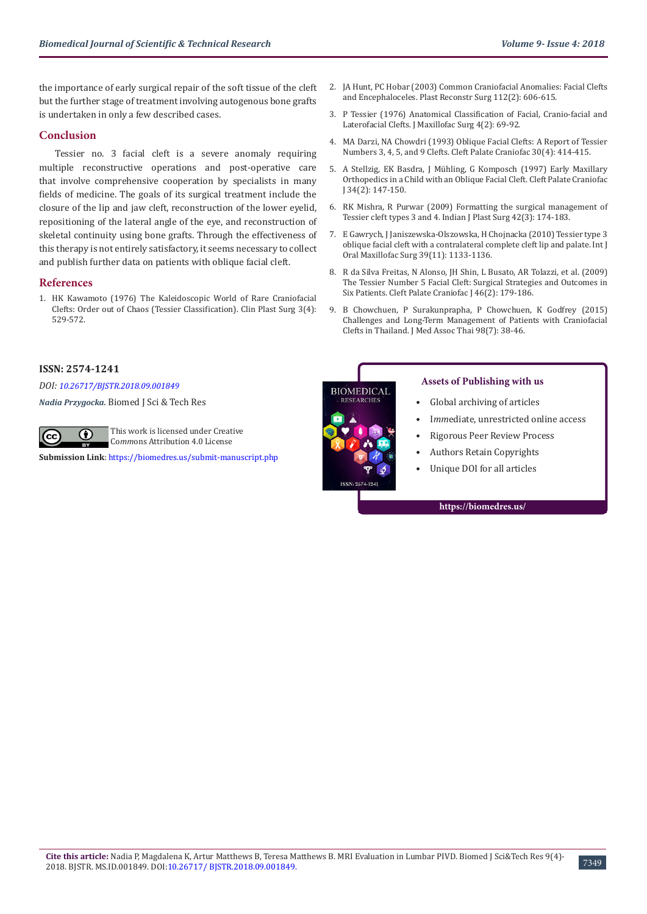the importance of early surgical repair of the soft tissue of the cleft but the further stage of treatment involving autogenous bone grafts is undertaken in only a few described cases.

## Conclusion

Tessier no. 3 facial cleft is a severe anomaly requiring multiple reconstructive operations and post-operative care that involve comprehensive cooperation by specialists in many fields of medicine. The goals of its surgical treatment include the closure of the lip and jaw cleft, reconstruction of the lower eyelid, repositioning of the lateral angle of the eye, and reconstruction of skeletal continuity using bone grafts. Through the effectiveness of this therapy is not entirely satisfactory, it seems necessary to collect and publish further data on patients with oblique facial cleft.

## References

1. HK Kawamoto (1976) The Kaleidoscopic World of Rare Craniofacial Clefts: Order out of Chaos (Tessier Classification). Clin Plast Surg 3(4): 529-572.
2. JA Hunt, PC Hobar (2003) Common Craniofacial Anomalies: Facial Clefts and Encephaloceles. Plast Reconstr Surg 112(2): 606-615.
3. P Tessier (1976) Anatomical Classification of Facial, Cranio-facial and Laterofacial Clefts. J Maxillofac Surg 4(2): 69-92.
4. MA Darzi, NA Chowdri (1993) Oblique Facial Clefts: A Report of Tessier Numbers 3, 4, 5, and 9 Clefts. Cleft Palate Craniofac 30(4): 414-415.
5. A Stellzig, EK Basdra, J Mühling, G Komposch (1997) Early Maxillary Orthopedics in a Child with an Oblique Facial Cleft. Cleft Palate Craniofac J 34(2): 147-150.
6. RK Mishra, R Purwar (2009) Formatting the surgical management of Tessier cleft types 3 and 4. Indian J Plast Surg 42(3): 174-183.
7. E Gawrych, J Janiszewska-Olszowska, H Chojnacka (2010) Tessier type 3 oblique facial cleft with a contralateral complete cleft lip and palate. Int J Oral Maxillofac Surg 39(11): 1133-1136.
8. R da Silva Freitas, N Alonso, JH Shin, L Busato, AR Tolazzi, et al. (2009) The Tessier Number 5 Facial Cleft: Surgical Strategies and Outcomes in Six Patients. Cleft Palate Craniofac J 46(2): 179-186.
9. B Chowchuen, P Surakunprapha, P Chowchuen, K Godfrey (2015) Challenges and Long-Term Management of Patients with Craniofacial Clefts in Thailand. J Med Assoc Thai 98(7): 38-46.

**ISSN: 2574-1241**

*DOI: 10.26717/BJSTR.2018.09.001849*

***Nadia Przygocka.*** Biomed J Sci & Tech Res

This work is licensed under Creative Commons Attribution 4.0 License

**Submission Link**: https://biomedres.us/submit-manuscript.php

**Assets of Publishing with us**

- Global archiving of articles
- Immediate, unrestricted online access
- Rigorous Peer Review Process
- Authors Retain Copyrights
- Unique DOI for all articles

**https://biomedres.us/**

**Cite this article:** Nadia P, Magdalena K, Artur Matthews B, Teresa Matthews B. MRI Evaluation in Lumbar PIVD. Biomed J Sci&Tech Res 9(4)-2018. BJSTR. MS.ID.001849. DOI:10.26717/ BJSTR.2018.09.001849.